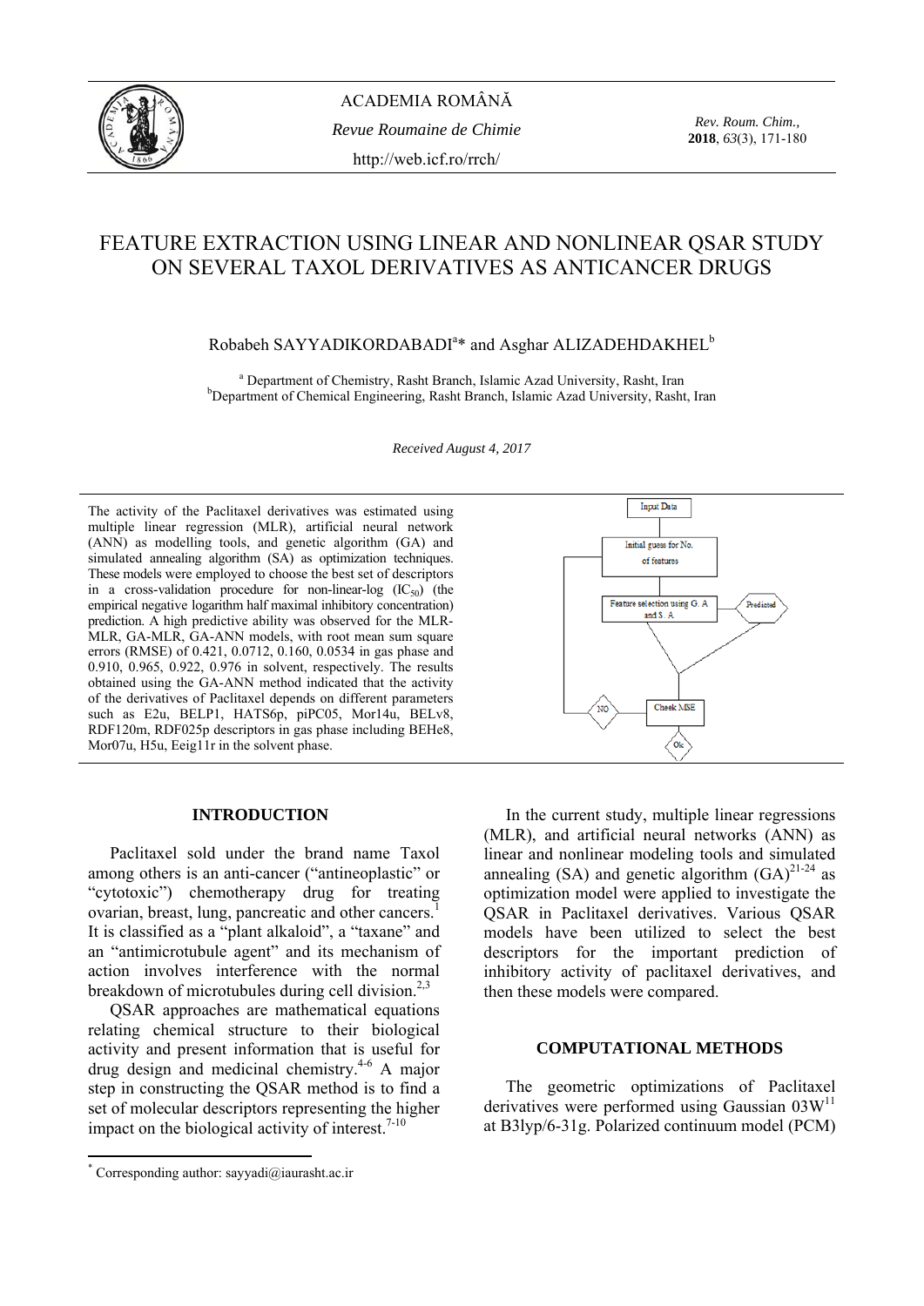# FEATURE EXTRACTION USING LINEAR AND NONLINEAR QSAR STUDY ON SEVERAL TAXOL DERIVATIVES AS ANTICANCER DRUGS

Robabeh SAYYADIKORDABADI[a]* and Asghar ALIZADEHDAKHEL[b]

[a] Department of Chemistry, Rasht Branch, Islamic Azad University, Rasht, Iran
[b] Department of Chemical Engineering, Rasht Branch, Islamic Azad University, Rasht, Iran

*Received August 4, 2017*

The activity of the Paclitaxel derivatives was estimated using multiple linear regression (MLR), artificial neural network (ANN) as modelling tools, and genetic algorithm (GA) and simulated annealing algorithm (SA) as optimization techniques. These models were employed to choose the best set of descriptors in a cross-validation procedure for non-linear-log ($IC_{50}$) (the empirical negative logarithm half maximal inhibitory concentration) prediction. A high predictive ability was observed for the MLR-MLR, GA-MLR, GA-ANN models, with root mean sum square errors (RMSE) of 0.421, 0.0712, 0.160, 0.0534 in gas phase and 0.910, 0.965, 0.922, 0.976 in solvent, respectively. The results obtained using the GA-ANN method indicated that the activity of the derivatives of Paclitaxel depends on different parameters such as E2u, BELP1, HATS6p, piPC05, Mor14u, BELv8, RDF120m, RDF025p descriptors in gas phase including BEHe8, Mor07u, H5u, Eig11r in the solvent phase.

Input Data → Initial guess for No. of features → Feature selection using G. A and S. A → Predicted → Check MSE → NO / Ok

## INTRODUCTION

Paclitaxel sold under the brand name Taxol among others is an anti-cancer ("antineoplastic" or "cytotoxic") chemotherapy drug for treating ovarian, breast, lung, pancreatic and other cancers.[1] It is classified as a "plant alkaloid", a "taxane" and an "antimicrotubule agent" and its mechanism of action involves interference with the normal breakdown of microtubules during cell division.[2,3]

QSAR approaches are mathematical equations relating chemical structure to their biological activity and present information that is useful for drug design and medicinal chemistry.[4-6] A major step in constructing the QSAR method is to find a set of molecular descriptors representing the higher impact on the biological activity of interest.[7-10]

In the current study, multiple linear regressions (MLR), and artificial neural networks (ANN) as linear and nonlinear modeling tools and simulated annealing (SA) and genetic algorithm (GA)[21-24] as optimization model were applied to investigate the QSAR in Paclitaxel derivatives. Various QSAR models have been utilized to select the best descriptors for the important prediction of inhibitory activity of paclitaxel derivatives, and then these models were compared.

## COMPUTATIONAL METHODS

The geometric optimizations of Paclitaxel derivatives were performed using Gaussian 03W[11] at B3lyp/6-31g. Polarized continuum model (PCM)

* Corresponding author: sayyadi@iaurasht.ac.ir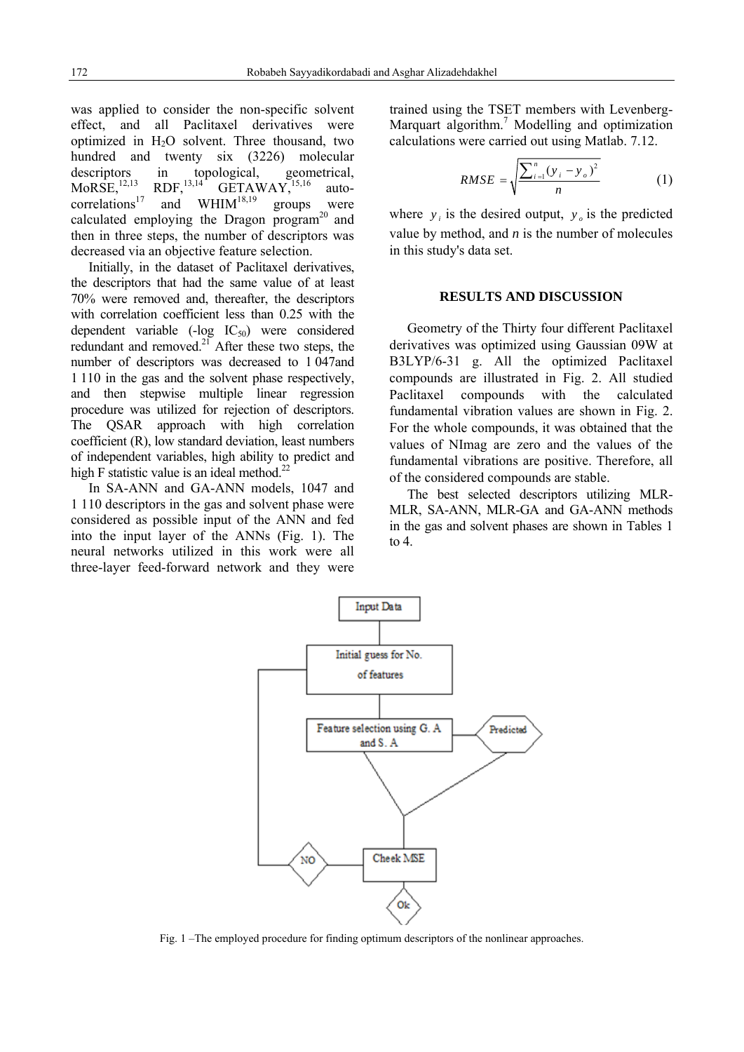was applied to consider the non-specific solvent effect, and all Paclitaxel derivatives were optimized in $H_2O$ solvent. Three thousand, two hundred and twenty six (3226) molecular descriptors in topological, geometrical, MoRSE,[12,13] RDF,[13,14] GETAWAY,[15,16] auto-correlations[17] and WHIM[18,19] groups were calculated employing the Dragon program[20] and then in three steps, the number of descriptors was decreased via an objective feature selection.

Initially, in the dataset of Paclitaxel derivatives, the descriptors that had the same value of at least 70% were removed and, thereafter, the descriptors with correlation coefficient less than 0.25 with the dependent variable (-log $IC_{50}$) were considered redundant and removed.[21] After these two steps, the number of descriptors was decreased to 1 047and 1 110 in the gas and the solvent phase respectively, and then stepwise multiple linear regression procedure was utilized for rejection of descriptors. The QSAR approach with high correlation coefficient (R), low standard deviation, least numbers of independent variables, high ability to predict and high F statistic value is an ideal method.[22]

In SA-ANN and GA-ANN models, 1047 and 1 110 descriptors in the gas and solvent phase were considered as possible input of the ANN and fed into the input layer of the ANNs (Fig. 1). The neural networks utilized in this work were all three-layer feed-forward network and they were trained using the TSET members with Levenberg-Marquart algorithm.[7] Modelling and optimization calculations were carried out using Matlab. 7.12.

$$RMSE = \sqrt{\frac{\sum_{i=1}^{n}(y_i - y_o)^2}{n}} \tag{1}$$

where $y_i$ is the desired output, $y_o$ is the predicted value by method, and $n$ is the number of molecules in this study's data set.

## RESULTS AND DISCUSSION

Geometry of the Thirty four different Paclitaxel derivatives was optimized using Gaussian 09W at B3LYP/6-31 g. All the optimized Paclitaxel compounds are illustrated in Fig. 2. All studied Paclitaxel compounds with the calculated fundamental vibration values are shown in Fig. 2. For the whole compounds, it was obtained that the values of NImag are zero and the values of the fundamental vibrations are positive. Therefore, all of the considered compounds are stable.

The best selected descriptors utilizing MLR-MLR, SA-ANN, MLR-GA and GA-ANN methods in the gas and solvent phases are shown in Tables 1 to 4.

Input Data → Initial guess for No. of features → Feature selection using G. A and S. A ← Predicted → Cheek MSE → NO (back to Initial guess) / Ok

Fig. 1 –The employed procedure for finding optimum descriptors of the nonlinear approaches.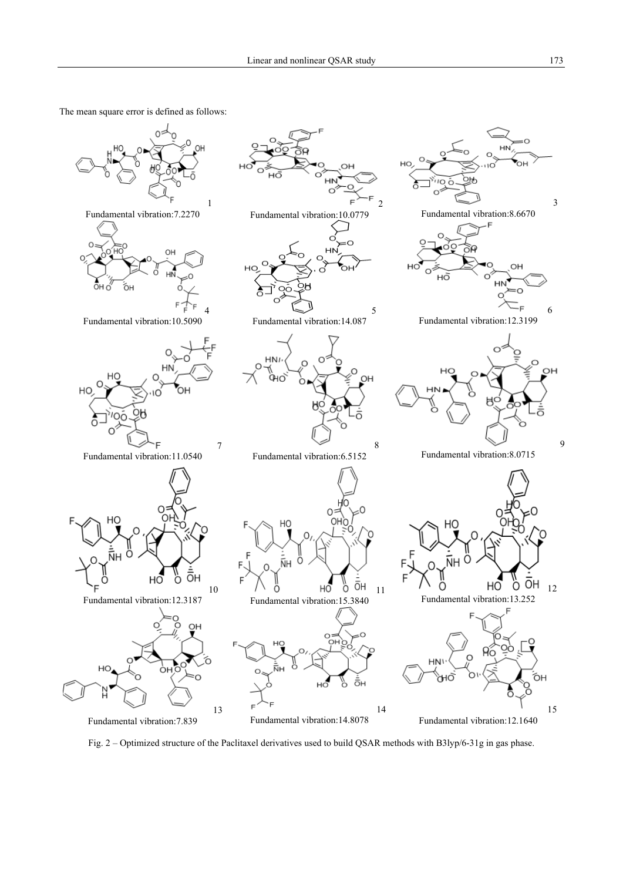The mean square error is defined as follows:

1 Fundamental vibration:7.2270

2 Fundamental vibration:10.0779

3 Fundamental vibration:8.6670

4 Fundamental vibration:10.5090

5 Fundamental vibration:14.087

6 Fundamental vibration:12.3199

7 Fundamental vibration:11.0540

8 Fundamental vibration:6.5152

9 Fundamental vibration:8.0715

10 Fundamental vibration:12.3187

11 Fundamental vibration:15.3840

12 Fundamental vibration:13.252

13 Fundamental vibration:7.839

14 Fundamental vibration:14.8078

15 Fundamental vibration:12.1640

Fig. 2 – Optimized structure of the Paclitaxel derivatives used to build QSAR methods with B3lyp/6-31g in gas phase.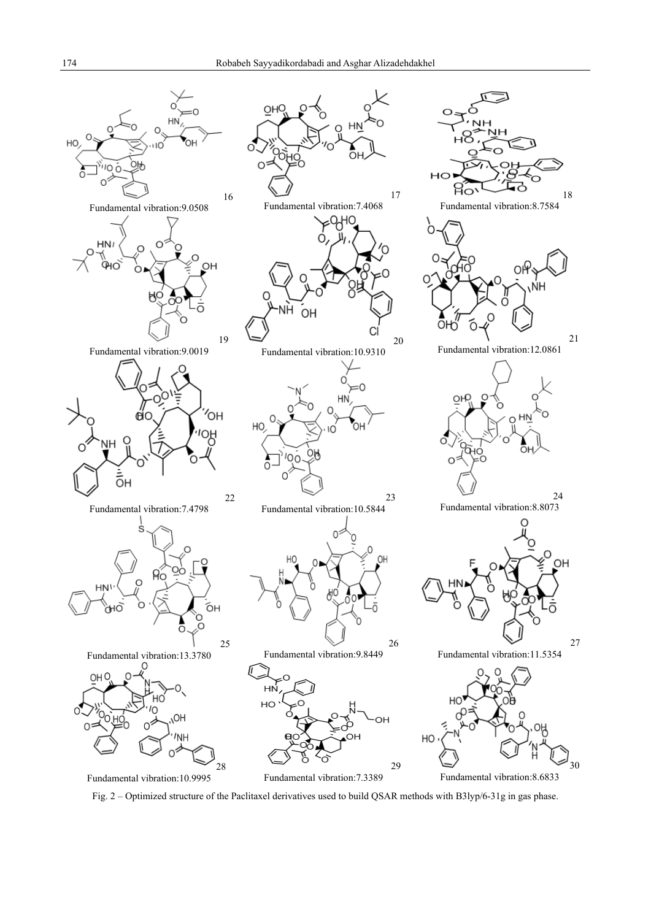16

Fundamental vibration:9.0508

17

Fundamental vibration:7.4068

18

Fundamental vibration:8.7584

19

Fundamental vibration:9.0019

20

Fundamental vibration:10.9310

21

Fundamental vibration:12.0861

22

Fundamental vibration:7.4798

23

Fundamental vibration:10.5844

24

Fundamental vibration:8.8073

25

Fundamental vibration:13.3780

26

Fundamental vibration:9.8449

27

Fundamental vibration:11.5354

28

Fundamental vibration:10.9995

29

Fundamental vibration:7.3389

30

Fundamental vibration:8.6833

Fig. 2 – Optimized structure of the Paclitaxel derivatives used to build QSAR methods with B3lyp/6-31g in gas phase.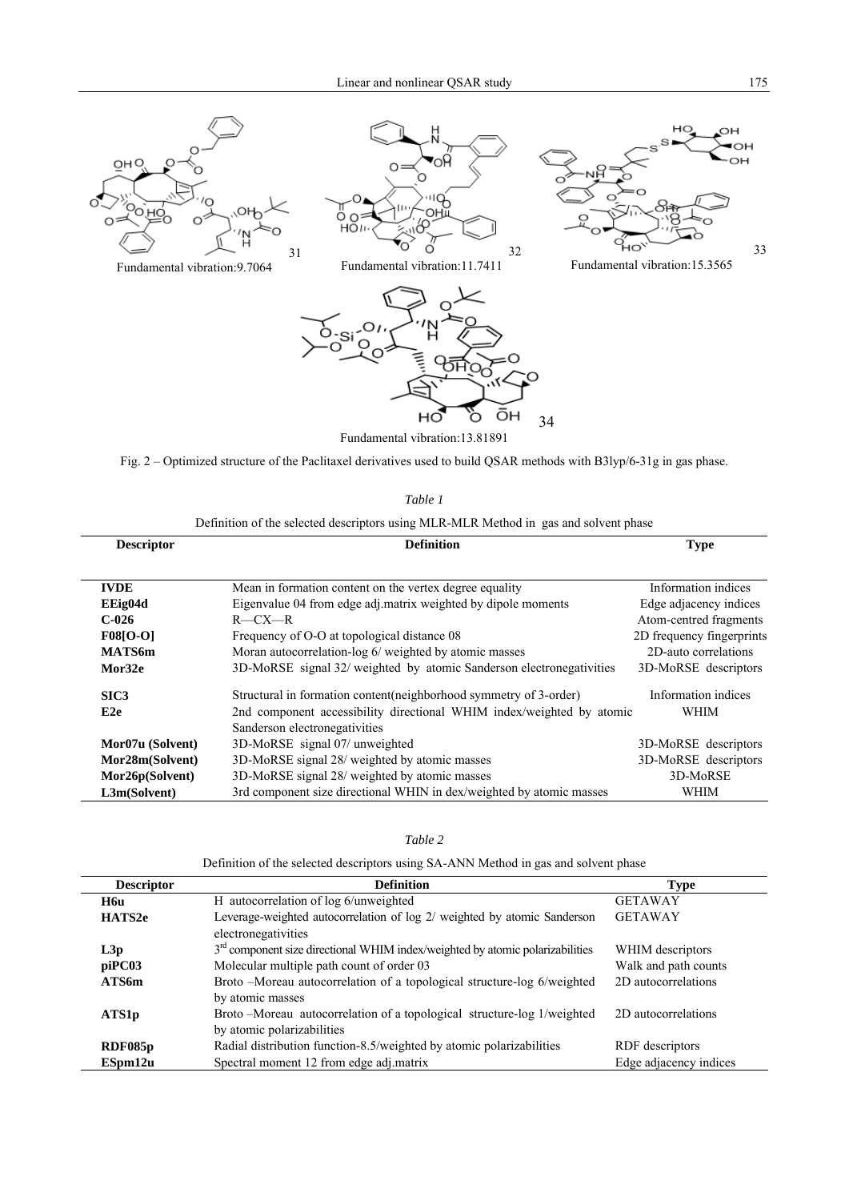31

Fundamental vibration:9.7064

32

Fundamental vibration:11.7411

33

Fundamental vibration:15.3565

34

Fundamental vibration:13.81891

Fig. 2 – Optimized structure of the Paclitaxel derivatives used to build QSAR methods with B3lyp/6-31g in gas phase.

*Table 1*

Definition of the selected descriptors using MLR-MLR Method in gas and solvent phase

| Descriptor | Definition | Type |
|---|---|---|
| **IVDE** | Mean in formation content on the vertex degree equality | Information indices |
| **EEig04d** | Eigenvalue 04 from edge adj.matrix weighted by dipole moments | Edge adjacency indices |
| **C-026** | R—CX—R | Atom-centred fragments |
| **F08[O-O]** | Frequency of O-O at topological distance 08 | 2D frequency fingerprints |
| **MATS6m** | Moran autocorrelation-log 6/ weighted by atomic masses | 2D-auto correlations |
| **Mor32e** | 3D-MoRSE signal 32/ weighted by atomic Sanderson electronegativities | 3D-MoRSE descriptors |
| **SIC3** | Structural in formation content(neighborhood symmetry of 3-order) | Information indices |
| **E2e** | 2nd component accessibility directional WHIM index/weighted by atomic Sanderson electronegativities | WHIM |
| **Mor07u (Solvent)** | 3D-MoRSE signal 07/ unweighted | 3D-MoRSE descriptors |
| **Mor28m(Solvent)** | 3D-MoRSE signal 28/ weighted by atomic masses | 3D-MoRSE descriptors |
| **Mor26p(Solvent)** | 3D-MoRSE signal 28/ weighted by atomic masses | 3D-MoRSE |
| **L3m(Solvent)** | 3rd component size directional WHIN in dex/weighted by atomic masses | WHIM |

*Table 2*

Definition of the selected descriptors using SA-ANN Method in gas and solvent phase

| Descriptor | Definition | Type |
|---|---|---|
| **H6u** | H autocorrelation of log 6/unweighted | GETAWAY |
| **HATS2e** | Leverage-weighted autocorrelation of log 2/ weighted by atomic Sanderson electronegativities | GETAWAY |
| **L3p** | 3rd component size directional WHIM index/weighted by atomic polarizabilities | WHIM descriptors |
| **piPC03** | Molecular multiple path count of order 03 | Walk and path counts |
| **ATS6m** | Broto –Moreau autocorrelation of a topological structure-log 6/weighted by atomic masses | 2D autocorrelations |
| **ATS1p** | Broto –Moreau autocorrelation of a topological structure-log 1/weighted by atomic polarizabilities | 2D autocorrelations |
| **RDF085p** | Radial distribution function-8.5/weighted by atomic polarizabilities | RDF descriptors |
| **ESpm12u** | Spectral moment 12 from edge adj.matrix | Edge adjacency indices |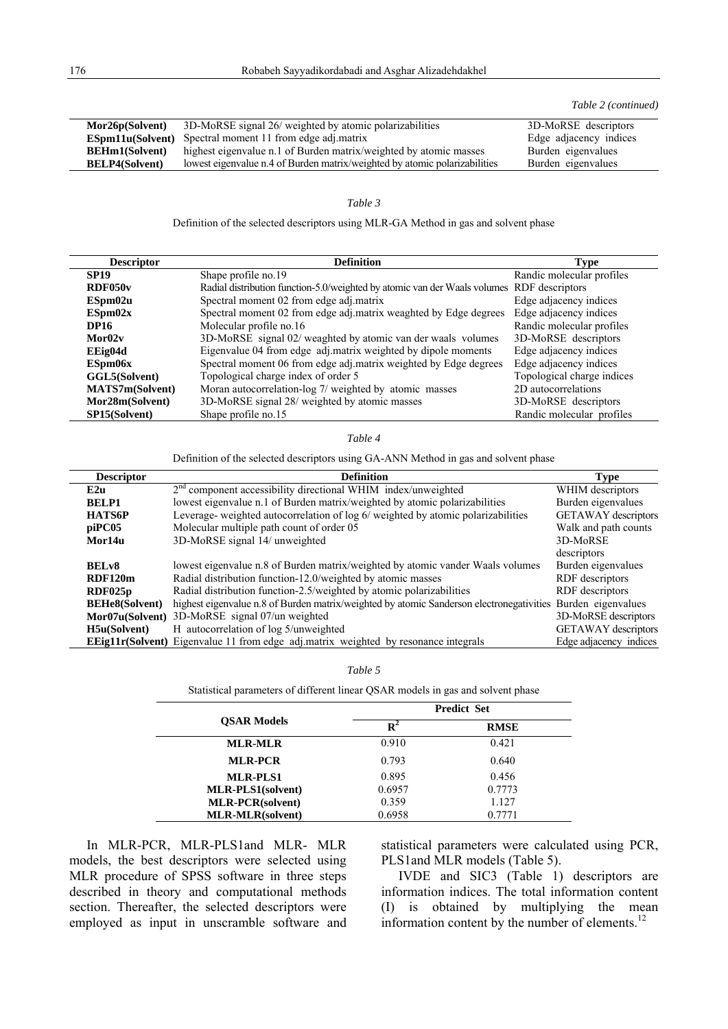*Table 2 (continued)*

| | | |
|---|---|---|
| **Mor26p(Solvent)** | 3D-MoRSE signal 26/ weighted by atomic polarizabilities | 3D-MoRSE descriptors |
| **ESpm11u(Solvent)** | Spectral moment 11 from edge adj.matrix | Edge adjacency indices |
| **BEHm1(Solvent)** | highest eigenvalue n.1 of Burden matrix/weighted by atomic masses | Burden eigenvalues |
| **BELP4(Solvent)** | lowest eigenvalue n.4 of Burden matrix/weighted by atomic polarizabilities | Burden eigenvalues |

*Table 3*

Definition of the selected descriptors using MLR-GA Method in gas and solvent phase

| Descriptor | Definition | Type |
|---|---|---|
| **SP19** | Shape profile no.19 | Randic molecular profiles |
| **RDF050v** | Radial distribution function-5.0/weighted by atomic van der Waals volumes | RDF descriptors |
| **ESpm02u** | Spectral moment 02 from edge adj.matrix | Edge adjacency indices |
| **ESpm02x** | Spectral moment 02 from edge adj.matrix weaghted by Edge degrees | Edge adjacency indices |
| **DP16** | Molecular profile no.16 | Randic molecular profiles |
| **Mor02v** | 3D-MoRSE signal 02/ weaghted by atomic van der waals volumes | 3D-MoRSE descriptors |
| **EEig04d** | Eigenvalue 04 from edge adj.matrix weighted by dipole moments | Edge adjacency indices |
| **ESpm06x** | Spectral moment 06 from edge adj.matrix weighted by Edge degrees | Edge adjacency indices |
| **GGL5(Solvent)** | Topological charge index of order 5 | Topological charge indices |
| **MATS7m(Solvent)** | Moran autocorrelation-log 7/ weighted by atomic masses | 2D autocorrelations |
| **Mor28m(Solvent)** | 3D-MoRSE signal 28/ weighted by atomic masses | 3D-MoRSE descriptors |
| **SP15(Solvent)** | Shape profile no.15 | Randic molecular profiles |

*Table 4*

Definition of the selected descriptors using GA-ANN Method in gas and solvent phase

| Descriptor | Definition | Type |
|---|---|---|
| **E2u** | $2^{nd}$ component accessibility directional WHIM index/unweighted | WHIM descriptors |
| **BELP1** | lowest eigenvalue n.1 of Burden matrix/weighted by atomic polarizabilities | Burden eigenvalues |
| **HATS6P** | Leverage- weighted autocorrelation of log 6/ weighted by atomic polarizabilities | GETAWAY descriptors |
| **piPC05** | Molecular multiple path count of order 05 | Walk and path counts |
| **Mor14u** | 3D-MoRSE signal 14/ unweighted | 3D-MoRSE descriptors |
| **BELv8** | lowest eigenvalue n.8 of Burden matrix/weighted by atomic vander Waals volumes | Burden eigenvalues |
| **RDF120m** | Radial distribution function-12.0/weighted by atomic masses | RDF descriptors |
| **RDF025p** | Radial distribution function-2.5/weighted by atomic polarizabilities | RDF descriptors |
| **BEHe8(Solvent)** | highest eigenvalue n.8 of Burden matrix/weighted by atomic Sanderson electronegativities | Burden eigenvalues |
| **Mor07u(Solvent)** | 3D-MoRSE signal 07/un weighted | 3D-MoRSE descriptors |
| **H5u(Solvent)** | H autocorrelation of log 5/unweighted | GETAWAY descriptors |
| **EEig11r(Solvent)** | Eigenvalue 11 from edge adj.matrix weighted by resonance integrals | Edge adjacency indices |

*Table 5*

Statistical parameters of different linear QSAR models in gas and solvent phase

| QSAR Models | Predict Set | |
|---|---|---|
| | $R^2$ | RMSE |
| **MLR-MLR** | 0.910 | 0.421 |
| **MLR-PCR** | 0.793 | 0.640 |
| **MLR-PLS1** | 0.895 | 0.456 |
| **MLR-PLS1(solvent)** | 0.6957 | 0.7773 |
| **MLR-PCR(solvent)** | 0.359 | 1.127 |
| **MLR-MLR(solvent)** | 0.6958 | 0.7771 |

In MLR-PCR, MLR-PLS1and MLR- MLR models, the best descriptors were selected using MLR procedure of SPSS software in three steps described in theory and computational methods section. Thereafter, the selected descriptors were employed as input in unscramble software and statistical parameters were calculated using PCR, PLS1and MLR models (Table 5).

IVDE and SIC3 (Table 1) descriptors are information indices. The total information content (I) is obtained by multiplying the mean information content by the number of elements.[12]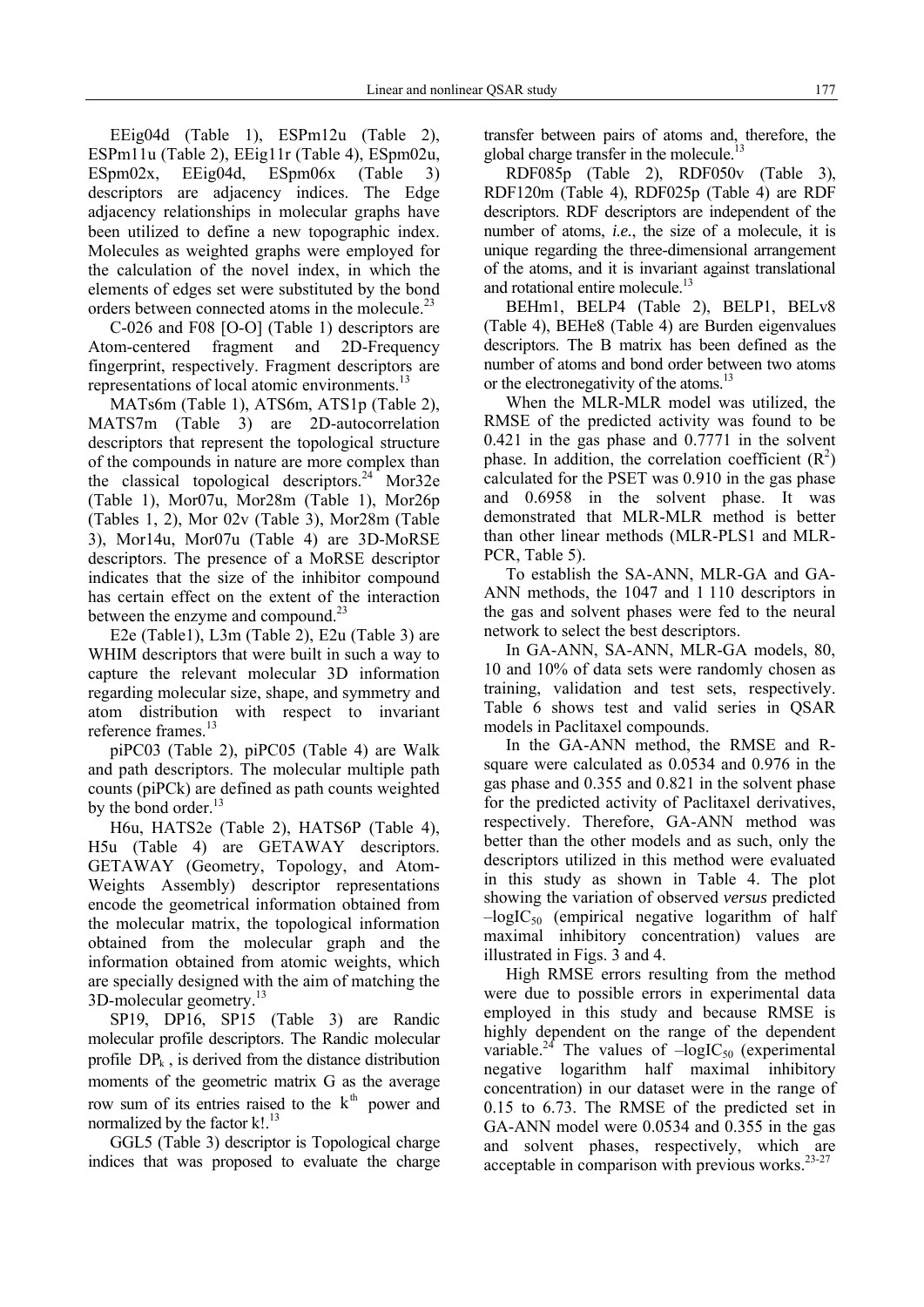EEig04d (Table 1), ESPm12u (Table 2), ESPm11u (Table 2), EEig11r (Table 4), ESpm02u, ESpm02x, EEig04d, ESpm06x (Table 3) descriptors are adjacency indices. The Edge adjacency relationships in molecular graphs have been utilized to define a new topographic index. Molecules as weighted graphs were employed for the calculation of the novel index, in which the elements of edges set were substituted by the bond orders between connected atoms in the molecule.[23]

C-026 and F08 [O-O] (Table 1) descriptors are Atom-centered fragment and 2D-Frequency fingerprint, respectively. Fragment descriptors are representations of local atomic environments.[13]

MATs6m (Table 1), ATS6m, ATS1p (Table 2), MATS7m (Table 3) are 2D-autocorrelation descriptors that represent the topological structure of the compounds in nature are more complex than the classical topological descriptors.[24] Mor32e (Table 1), Mor07u, Mor28m (Table 1), Mor26p (Tables 1, 2), Mor 02v (Table 3), Mor28m (Table 3), Mor14u, Mor07u (Table 4) are 3D-MoRSE descriptors. The presence of a MoRSE descriptor indicates that the size of the inhibitor compound has certain effect on the extent of the interaction between the enzyme and compound.[23]

E2e (Table1), L3m (Table 2), E2u (Table 3) are WHIM descriptors that were built in such a way to capture the relevant molecular 3D information regarding molecular size, shape, and symmetry and atom distribution with respect to invariant reference frames.[13]

piPC03 (Table 2), piPC05 (Table 4) are Walk and path descriptors. The molecular multiple path counts (piPCk) are defined as path counts weighted by the bond order.[13]

H6u, HATS2e (Table 2), HATS6P (Table 4), H5u (Table 4) are GETAWAY descriptors. GETAWAY (Geometry, Topology, and Atom-Weights Assembly) descriptor representations encode the geometrical information obtained from the molecular matrix, the topological information obtained from the molecular graph and the information obtained from atomic weights, which are specially designed with the aim of matching the 3D-molecular geometry.[13]

SP19, DP16, SP15 (Table 3) are Randic molecular profile descriptors. The Randic molecular profile $DP_k$, is derived from the distance distribution moments of the geometric matrix G as the average row sum of its entries raised to the $k^{th}$ power and normalized by the factor k!.[13]

GGL5 (Table 3) descriptor is Topological charge indices that was proposed to evaluate the charge transfer between pairs of atoms and, therefore, the global charge transfer in the molecule.[13]

RDF085p (Table 2), RDF050v (Table 3), RDF120m (Table 4), RDF025p (Table 4) are RDF descriptors. RDF descriptors are independent of the number of atoms, *i.e.*, the size of a molecule, it is unique regarding the three-dimensional arrangement of the atoms, and it is invariant against translational and rotational entire molecule.[13]

BEHm1, BELP4 (Table 2), BELP1, BELv8 (Table 4), BEHe8 (Table 4) are Burden eigenvalues descriptors. The B matrix has been defined as the number of atoms and bond order between two atoms or the electronegativity of the atoms.[13]

When the MLR-MLR model was utilized, the RMSE of the predicted activity was found to be 0.421 in the gas phase and 0.7771 in the solvent phase. In addition, the correlation coefficient ($R^2$) calculated for the PSET was 0.910 in the gas phase and 0.6958 in the solvent phase. It was demonstrated that MLR-MLR method is better than other linear methods (MLR-PLS1 and MLR-PCR, Table 5).

To establish the SA-ANN, MLR-GA and GA-ANN methods, the 1047 and 1 110 descriptors in the gas and solvent phases were fed to the neural network to select the best descriptors.

In GA-ANN, SA-ANN, MLR-GA models, 80, 10 and 10% of data sets were randomly chosen as training, validation and test sets, respectively. Table 6 shows test and valid series in QSAR models in Paclitaxel compounds.

In the GA-ANN method, the RMSE and R-square were calculated as 0.0534 and 0.976 in the gas phase and 0.355 and 0.821 in the solvent phase for the predicted activity of Paclitaxel derivatives, respectively. Therefore, GA-ANN method was better than the other models and as such, only the descriptors utilized in this method were evaluated in this study as shown in Table 4. The plot showing the variation of observed *versus* predicted $-\log IC_{50}$ (empirical negative logarithm of half maximal inhibitory concentration) values are illustrated in Figs. 3 and 4.

High RMSE errors resulting from the method were due to possible errors in experimental data employed in this study and because RMSE is highly dependent on the range of the dependent variable.[24] The values of $-\log IC_{50}$ (experimental negative logarithm half maximal inhibitory concentration) in our dataset were in the range of 0.15 to 6.73. The RMSE of the predicted set in GA-ANN model were 0.0534 and 0.355 in the gas and solvent phases, respectively, which are acceptable in comparison with previous works.[23-27]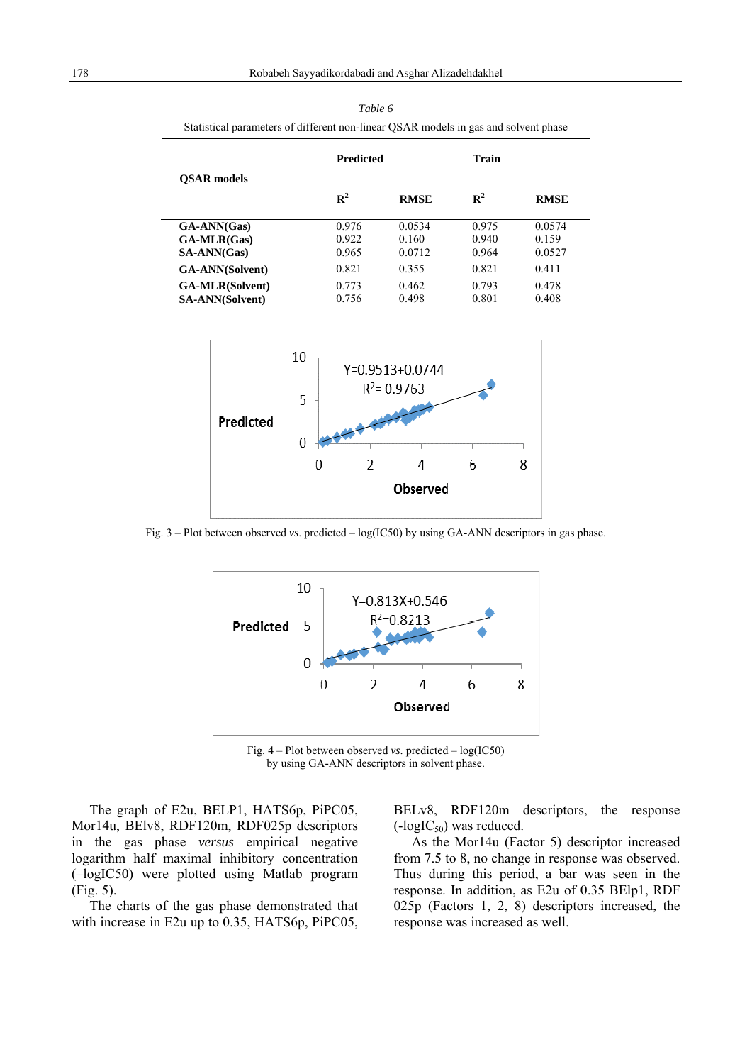*Table 6*

Statistical parameters of different non-linear QSAR models in gas and solvent phase

| QSAR models | Predicted | | Train | |
|---|---|---|---|---|
| | $R^2$ | RMSE | $R^2$ | RMSE |
| **GA-ANN(Gas)** | 0.976 | 0.0534 | 0.975 | 0.0574 |
| **GA-MLR(Gas)** | 0.922 | 0.160 | 0.940 | 0.159 |
| **SA-ANN(Gas)** | 0.965 | 0.0712 | 0.964 | 0.0527 |
| **GA-ANN(Solvent)** | 0.821 | 0.355 | 0.821 | 0.411 |
| **GA-MLR(Solvent)** | 0.773 | 0.462 | 0.793 | 0.478 |
| **SA-ANN(Solvent)** | 0.756 | 0.498 | 0.801 | 0.408 |

Fig. 3 – Plot between observed *vs.* predicted – log(IC50) by using GA-ANN descriptors in gas phase.

Fig. 4 – Plot between observed *vs.* predicted – log(IC50) by using GA-ANN descriptors in solvent phase.

The graph of E2u, BELP1, HATS6p, PiPC05, Mor14u, BElv8, RDF120m, RDF025p descriptors in the gas phase *versus* empirical negative logarithm half maximal inhibitory concentration (–logIC50) were plotted using Matlab program (Fig. 5).

The charts of the gas phase demonstrated that with increase in E2u up to 0.35, HATS6p, PiPC05, BELv8, RDF120m descriptors, the response ($-\log IC_{50}$) was reduced.

As the Mor14u (Factor 5) descriptor increased from 7.5 to 8, no change in response was observed. Thus during this period, a bar was seen in the response. In addition, as E2u of 0.35 BElp1, RDF 025p (Factors 1, 2, 8) descriptors increased, the response was increased as well.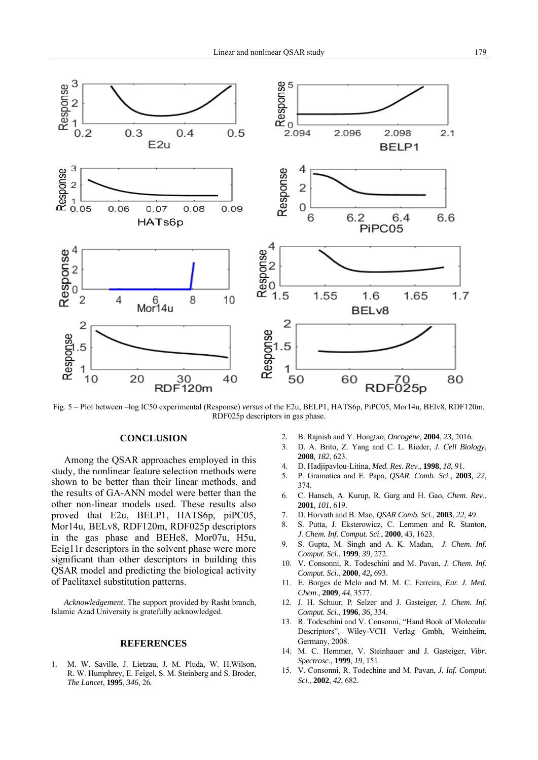Fig. 5 – Plot between –log IC50 experimental (Response) *versus* of the E2u, BELP1, HATS6p, PiPC05, Mor14u, BElv8, RDF120m, RDF025p descriptors in gas phase.

## CONCLUSION

Among the QSAR approaches employed in this study, the nonlinear feature selection methods were shown to be better than their linear methods, and the results of GA-ANN model were better than the other non-linear models used. These results also proved that E2u, BELP1, HATS6p, piPC05, Mor14u, BELv8, RDF120m, RDF025p descriptors in the gas phase and BEHe8, Mor07u, H5u, Eeig11r descriptors in the solvent phase were more significant than other descriptors in building this QSAR model and predicting the biological activity of Paclitaxel substitution patterns.

*Acknowledgement*. The support provided by Rasht branch, Islamic Azad University is gratefully acknowledged.

## REFERENCES

1. M. W. Saville, J. Lietzau, J. M. Pluda, W. H.Wilson, R. W. Humphrey, E. Feigel, S. M. Steinberg and S. Broder, *The Lancet*, **1995**, *346*, 26.
2. B. Rajnish and Y. Hongtao, *Oncogene*, **2004**, *23*, 2016.
3. D. A. Brito, Z. Yang and C. L. Rieder, *J. Cell Biology*, **2008**, *182*, 623.
4. D. Hadjipavlou-Litina, *Med. Res. Rev.*, **1998**, *18*, 91.
5. P. Gramatica and E. Papa, *QSAR. Comb. Sci*., **2003**, *22*, 374.
6. C. Hansch, A. Kurup, R. Garg and H. Gao, *Chem. Rev*., **2001**, *101*, 619.
7. D. Horvath and B. Mao, *QSAR Comb. Sci*., **2003**, *22*, 49.
8. S. Putta, J. Eksterowicz, C. Lemmen and R. Stanton, *J. Chem. Inf. Comput. Sci*., **2000**, *43*, 1623.
9. S. Gupta, M. Singh and A. K. Madan, *J. Chem. Inf. Comput. Sci.*, **1999**, *39*, 272.
10. V. Consonni, R. Todeschini and M. Pavan, *J. Chem. Inf. Comput. Sci*., **2000**, *42*, 693.
11. E. Borges de Melo and M. M. C. Ferreira, *Eur. J. Med. Chem*., **2009**, *44*, 3577.
12. J. H. Schuur, P. Selzer and J. Gasteiger, *J. Chem. Inf. Comput. Sci.*, **1996**, *36*, 334.
13. R. Todeschini and V. Consonni, "Hand Book of Molecular Descriptors", Wiley-VCH Verlag Gmbh, Weinheim, Germany, 2008.
14. M. C. Hemmer, V. Steinhauer and J. Gasteiger, *Vibr. Spectrosc*., **1999**, *19*, 151.
15. V. Consonni, R. Todechine and M. Pavan, *J. Inf. Comput. Sci.*, **2002**, *42*, 682.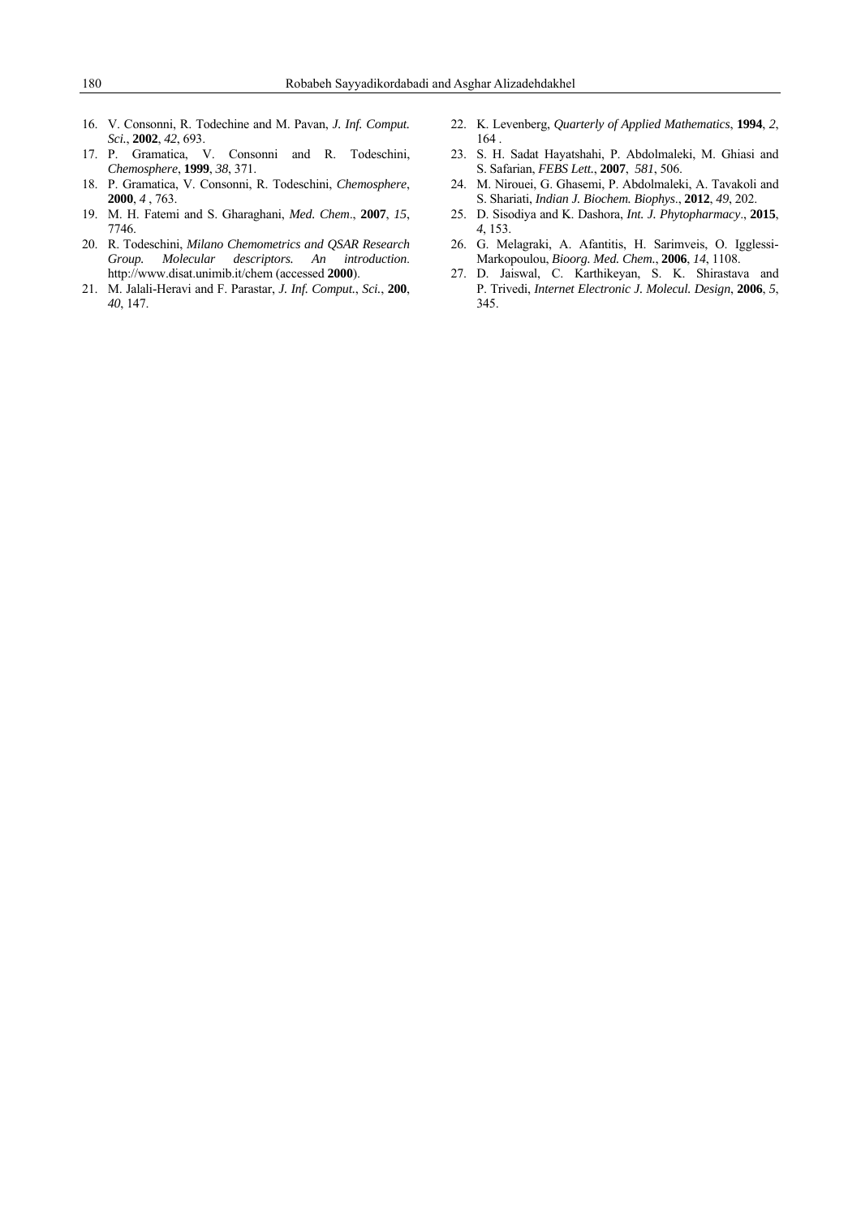16. V. Consonni, R. Todechine and M. Pavan, *J. Inf. Comput. Sci.*, **2002**, *42*, 693.
17. P. Gramatica, V. Consonni and R. Todeschini, *Chemosphere*, **1999**, *38*, 371.
18. P. Gramatica, V. Consonni, R. Todeschini, *Chemosphere*, **2000**, *4* , 763.
19. M. H. Fatemi and S. Gharaghani, *Med. Chem*., **2007**, *15*, 7746.
20. R. Todeschini, *Milano Chemometrics and QSAR Research Group. Molecular descriptors. An introduction*. http://www.disat.unimib.it/chem (accessed **2000**).
21. M. Jalali-Heravi and F. Parastar, *J. Inf. Comput., Sci.*, **200**, *40*, 147.
22. K. Levenberg, *Quarterly of Applied Mathematics*, **1994**, *2*, 164 .
23. S. H. Sadat Hayatshahi, P. Abdolmaleki, M. Ghiasi and S. Safarian, *FEBS Lett.*, **2007**, *581*, 506.
24. M. Nirouei, G. Ghasemi, P. Abdolmaleki, A. Tavakoli and S. Shariati, *Indian J. Biochem. Biophys*., **2012**, *49*, 202.
25. D. Sisodiya and K. Dashora, *Int. J. Phytopharmacy*., **2015**, *4*, 153.
26. G. Melagraki, A. Afantitis, H. Sarimveis, O. Igglessi-Markopoulou, *Bioorg. Med. Chem.*, **2006**, *14*, 1108.
27. D. Jaiswal, C. Karthikeyan, S. K. Shirastava and P. Trivedi, *Internet Electronic J. Molecul. Design*, **2006**, *5*, 345.